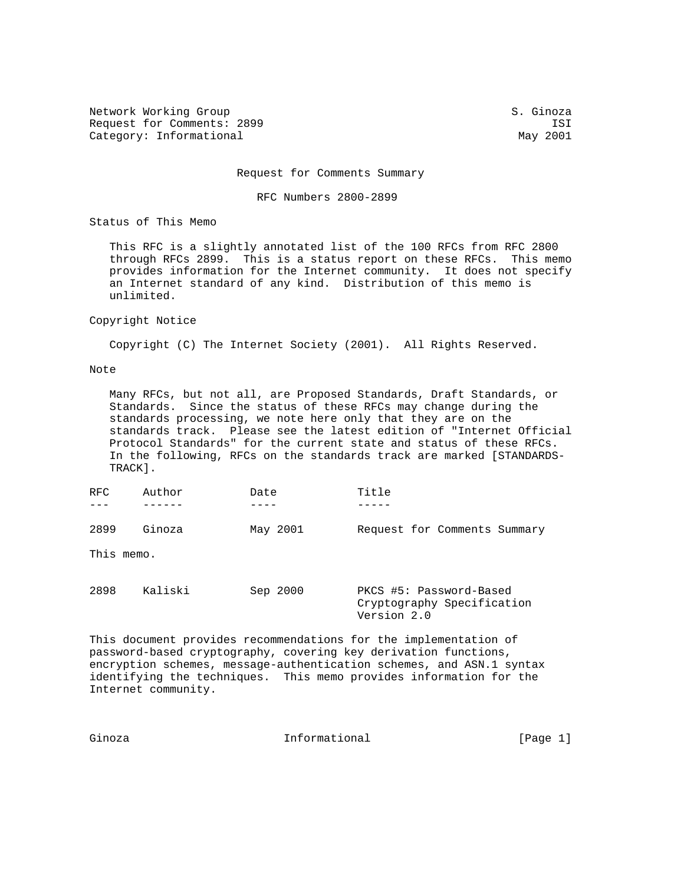Network Working Group S. Ginoza
Request for Comments: 2899 ISI
Category: Informational May 2001

# Request for Comments Summary

## RFC Numbers 2800-2899

### Status of This Memo

This RFC is a slightly annotated list of the 100 RFCs from RFC 2800 through RFCs 2899. This is a status report on these RFCs. This memo provides information for the Internet community. It does not specify an Internet standard of any kind. Distribution of this memo is unlimited.

### Copyright Notice

Copyright (C) The Internet Society (2001). All Rights Reserved.

### Note

Many RFCs, but not all, are Proposed Standards, Draft Standards, or Standards. Since the status of these RFCs may change during the standards processing, we note here only that they are on the standards track. Please see the latest edition of "Internet Official Protocol Standards" for the current state and status of these RFCs. In the following, RFCs on the standards track are marked [STANDARDS-TRACK].

| RFC | Author | Date | Title |
| --- | --- | --- | --- |
| 2899 | Ginoza | May 2001 | Request for Comments Summary |

This memo.

| RFC | Author | Date | Title |
| --- | --- | --- | --- |
| 2898 | Kaliski | Sep 2000 | PKCS #5: Password-Based Cryptography Specification Version 2.0 |

This document provides recommendations for the implementation of password-based cryptography, covering key derivation functions, encryption schemes, message-authentication schemes, and ASN.1 syntax identifying the techniques. This memo provides information for the Internet community.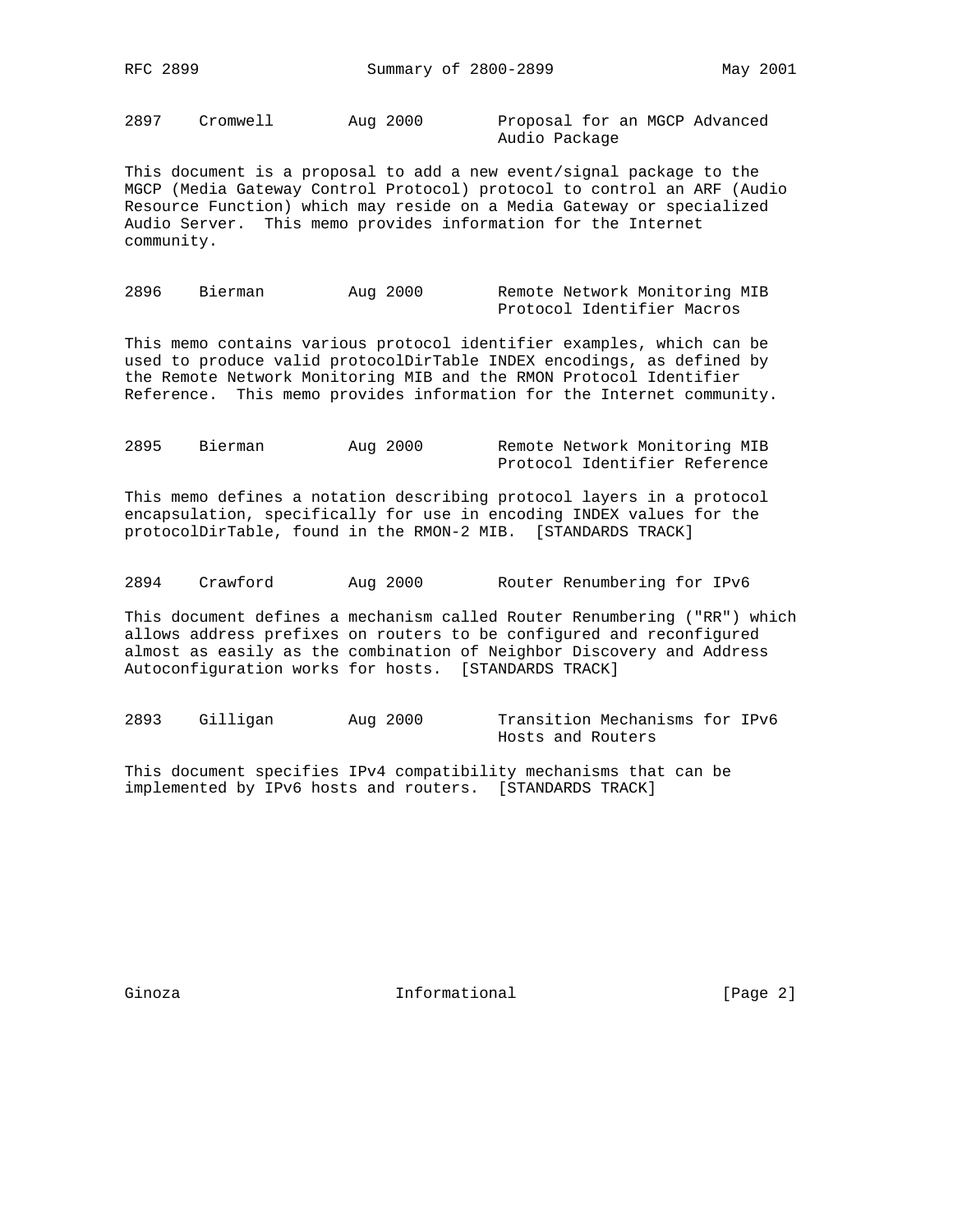2897 Cromwell Aug 2000 Proposal for an MGCP Advanced Audio Package

This document is a proposal to add a new event/signal package to the MGCP (Media Gateway Control Protocol) protocol to control an ARF (Audio Resource Function) which may reside on a Media Gateway or specialized Audio Server. This memo provides information for the Internet community.

2896 Bierman Aug 2000 Remote Network Monitoring MIB Protocol Identifier Macros

This memo contains various protocol identifier examples, which can be used to produce valid protocolDirTable INDEX encodings, as defined by the Remote Network Monitoring MIB and the RMON Protocol Identifier Reference. This memo provides information for the Internet community.

2895 Bierman Aug 2000 Remote Network Monitoring MIB Protocol Identifier Reference

This memo defines a notation describing protocol layers in a protocol encapsulation, specifically for use in encoding INDEX values for the protocolDirTable, found in the RMON-2 MIB. [STANDARDS TRACK]

2894 Crawford Aug 2000 Router Renumbering for IPv6

This document defines a mechanism called Router Renumbering ("RR") which allows address prefixes on routers to be configured and reconfigured almost as easily as the combination of Neighbor Discovery and Address Autoconfiguration works for hosts. [STANDARDS TRACK]

2893 Gilligan Aug 2000 Transition Mechanisms for IPv6 Hosts and Routers

This document specifies IPv4 compatibility mechanisms that can be implemented by IPv6 hosts and routers. [STANDARDS TRACK]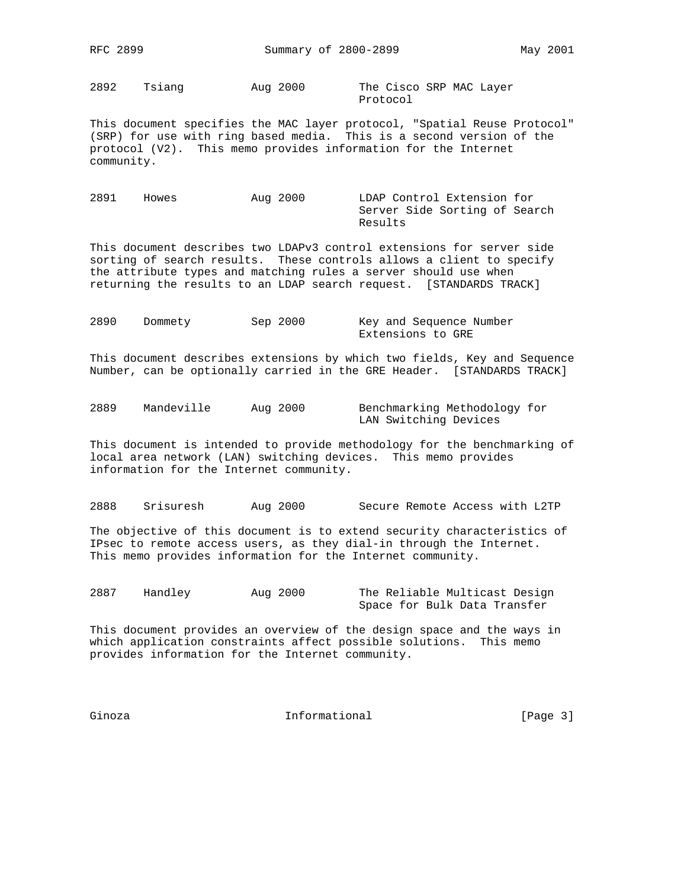2892    Tsiang          Aug 2000        The Cisco SRP MAC Layer Protocol

This document specifies the MAC layer protocol, "Spatial Reuse Protocol" (SRP) for use with ring based media. This is a second version of the protocol (V2). This memo provides information for the Internet community.

2891    Howes           Aug 2000        LDAP Control Extension for Server Side Sorting of Search Results

This document describes two LDAPv3 control extensions for server side sorting of search results. These controls allows a client to specify the attribute types and matching rules a server should use when returning the results to an LDAP search request. [STANDARDS TRACK]

2890    Dommety         Sep 2000        Key and Sequence Number Extensions to GRE

This document describes extensions by which two fields, Key and Sequence Number, can be optionally carried in the GRE Header. [STANDARDS TRACK]

2889    Mandeville      Aug 2000        Benchmarking Methodology for LAN Switching Devices

This document is intended to provide methodology for the benchmarking of local area network (LAN) switching devices. This memo provides information for the Internet community.

2888    Srisuresh       Aug 2000        Secure Remote Access with L2TP

The objective of this document is to extend security characteristics of IPsec to remote access users, as they dial-in through the Internet. This memo provides information for the Internet community.

2887    Handley         Aug 2000        The Reliable Multicast Design Space for Bulk Data Transfer

This document provides an overview of the design space and the ways in which application constraints affect possible solutions. This memo provides information for the Internet community.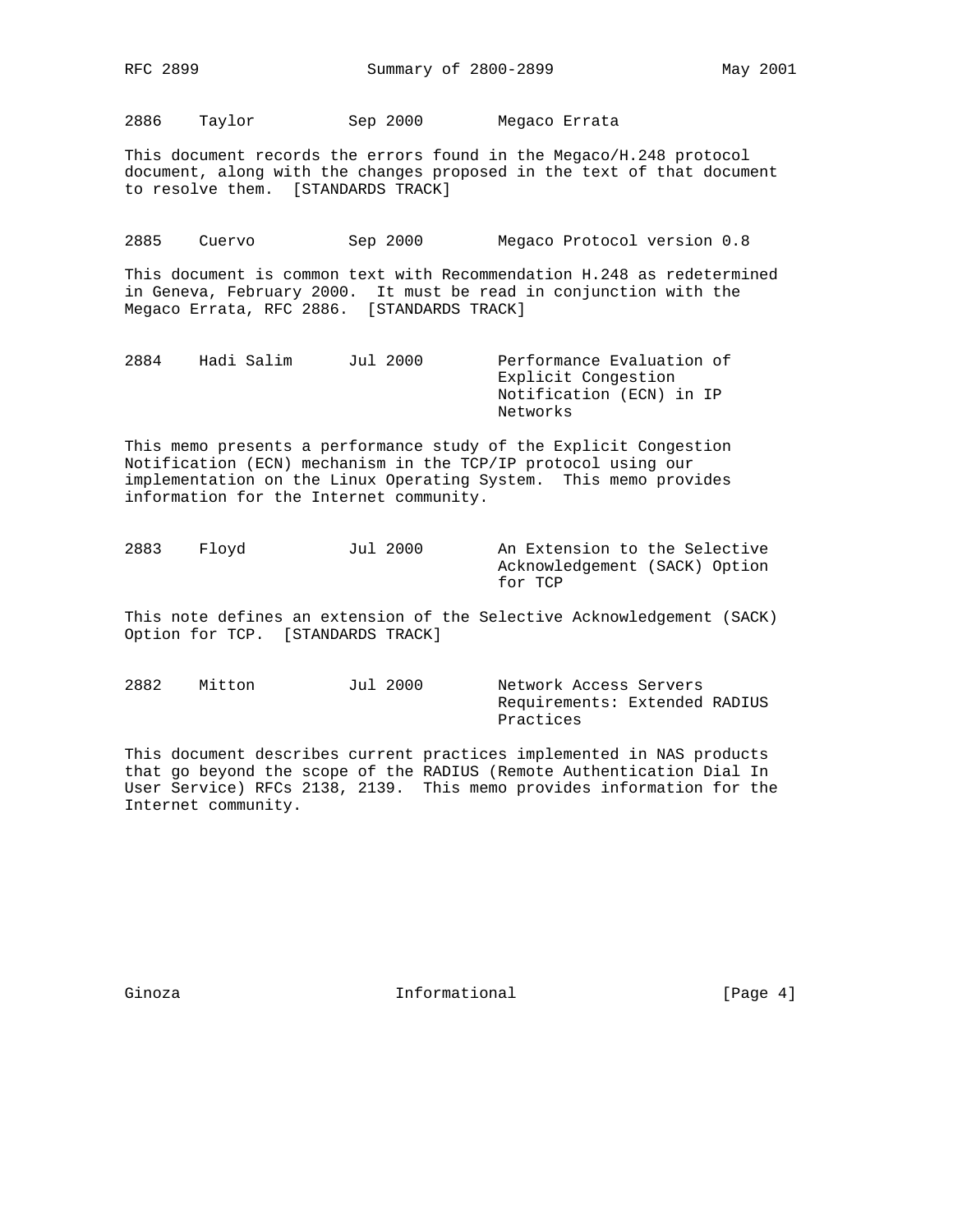2886    Taylor          Sep 2000        Megaco Errata

This document records the errors found in the Megaco/H.248 protocol document, along with the changes proposed in the text of that document to resolve them. [STANDARDS TRACK]

2885    Cuervo          Sep 2000        Megaco Protocol version 0.8

This document is common text with Recommendation H.248 as redetermined in Geneva, February 2000. It must be read in conjunction with the Megaco Errata, RFC 2886. [STANDARDS TRACK]

2884    Hadi Salim      Jul 2000        Performance Evaluation of Explicit Congestion Notification (ECN) in IP Networks

This memo presents a performance study of the Explicit Congestion Notification (ECN) mechanism in the TCP/IP protocol using our implementation on the Linux Operating System. This memo provides information for the Internet community.

2883    Floyd           Jul 2000        An Extension to the Selective Acknowledgement (SACK) Option for TCP

This note defines an extension of the Selective Acknowledgement (SACK) Option for TCP. [STANDARDS TRACK]

2882    Mitton          Jul 2000        Network Access Servers Requirements: Extended RADIUS Practices

This document describes current practices implemented in NAS products that go beyond the scope of the RADIUS (Remote Authentication Dial In User Service) RFCs 2138, 2139. This memo provides information for the Internet community.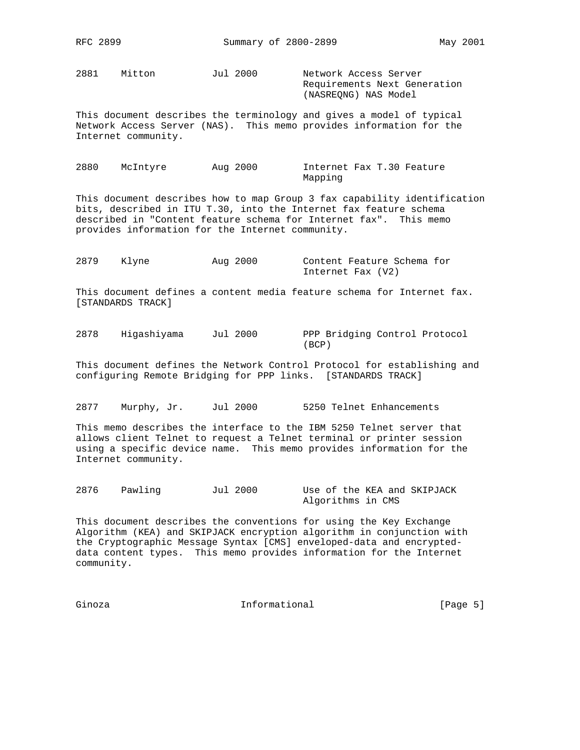2881    Mitton          Jul 2000        Network Access Server Requirements Next Generation (NASREQNG) NAS Model

This document describes the terminology and gives a model of typical Network Access Server (NAS). This memo provides information for the Internet community.

2880    McIntyre        Aug 2000        Internet Fax T.30 Feature Mapping

This document describes how to map Group 3 fax capability identification bits, described in ITU T.30, into the Internet fax feature schema described in "Content feature schema for Internet fax". This memo provides information for the Internet community.

2879    Klyne           Aug 2000        Content Feature Schema for Internet Fax (V2)

This document defines a content media feature schema for Internet fax. [STANDARDS TRACK]

2878    Higashiyama     Jul 2000        PPP Bridging Control Protocol (BCP)

This document defines the Network Control Protocol for establishing and configuring Remote Bridging for PPP links. [STANDARDS TRACK]

2877    Murphy, Jr.     Jul 2000        5250 Telnet Enhancements

This memo describes the interface to the IBM 5250 Telnet server that allows client Telnet to request a Telnet terminal or printer session using a specific device name. This memo provides information for the Internet community.

2876    Pawling         Jul 2000        Use of the KEA and SKIPJACK Algorithms in CMS

This document describes the conventions for using the Key Exchange Algorithm (KEA) and SKIPJACK encryption algorithm in conjunction with the Cryptographic Message Syntax [CMS] enveloped-data and encrypted-data content types. This memo provides information for the Internet community.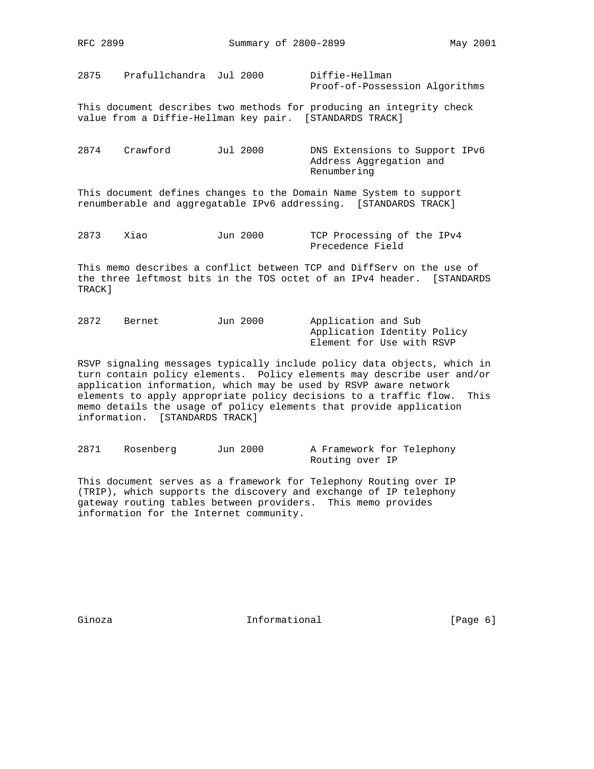```
2875    Prafullchandra  Jul 2000        Diffie-Hellman
                                        Proof-of-Possession Algorithms
```

This document describes two methods for producing an integrity check value from a Diffie-Hellman key pair. [STANDARDS TRACK]

```
2874    Crawford        Jul 2000        DNS Extensions to Support IPv6
                                        Address Aggregation and
                                        Renumbering
```

This document defines changes to the Domain Name System to support renumberable and aggregatable IPv6 addressing. [STANDARDS TRACK]

```
2873    Xiao            Jun 2000        TCP Processing of the IPv4
                                        Precedence Field
```

This memo describes a conflict between TCP and DiffServ on the use of the three leftmost bits in the TOS octet of an IPv4 header. [STANDARDS TRACK]

```
2872    Bernet          Jun 2000        Application and Sub
                                        Application Identity Policy
                                        Element for Use with RSVP
```

RSVP signaling messages typically include policy data objects, which in turn contain policy elements. Policy elements may describe user and/or application information, which may be used by RSVP aware network elements to apply appropriate policy decisions to a traffic flow. This memo details the usage of policy elements that provide application information. [STANDARDS TRACK]

```
2871    Rosenberg       Jun 2000        A Framework for Telephony
                                        Routing over IP
```

This document serves as a framework for Telephony Routing over IP (TRIP), which supports the discovery and exchange of IP telephony gateway routing tables between providers. This memo provides information for the Internet community.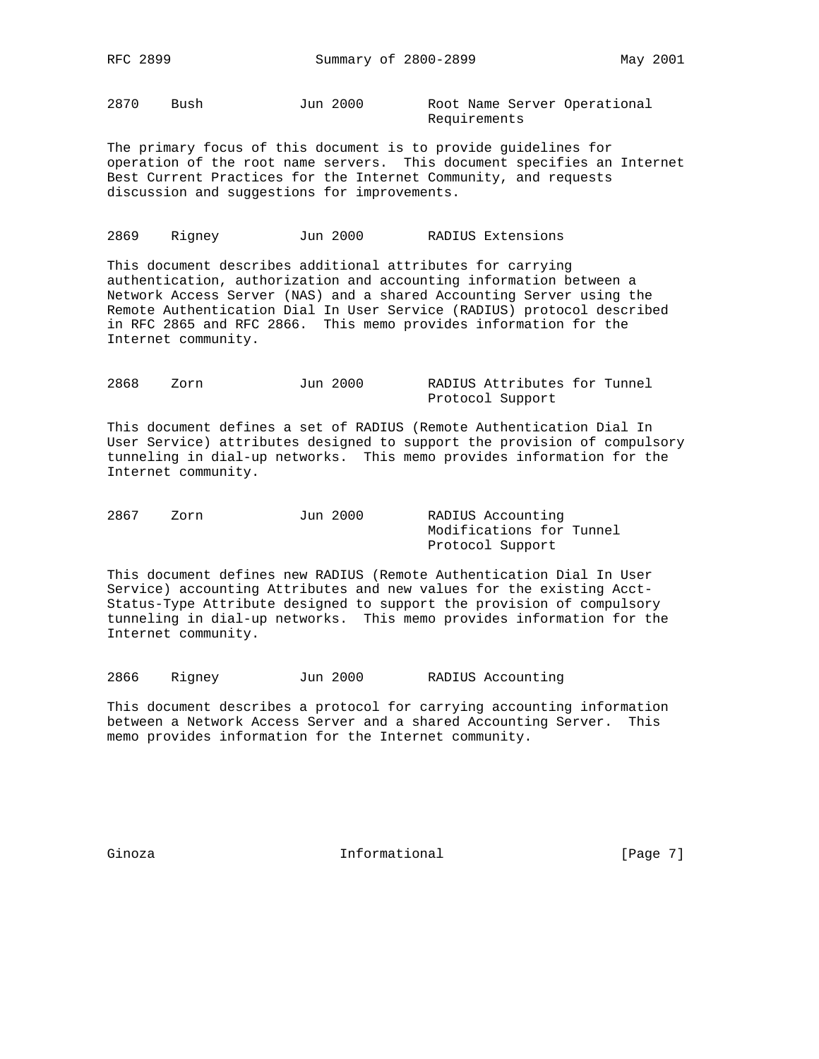2870    Bush            Jun 2000        Root Name Server Operational Requirements

The primary focus of this document is to provide guidelines for operation of the root name servers. This document specifies an Internet Best Current Practices for the Internet Community, and requests discussion and suggestions for improvements.

2869    Rigney          Jun 2000        RADIUS Extensions

This document describes additional attributes for carrying authentication, authorization and accounting information between a Network Access Server (NAS) and a shared Accounting Server using the Remote Authentication Dial In User Service (RADIUS) protocol described in RFC 2865 and RFC 2866. This memo provides information for the Internet community.

2868    Zorn            Jun 2000        RADIUS Attributes for Tunnel Protocol Support

This document defines a set of RADIUS (Remote Authentication Dial In User Service) attributes designed to support the provision of compulsory tunneling in dial-up networks. This memo provides information for the Internet community.

2867    Zorn            Jun 2000        RADIUS Accounting Modifications for Tunnel Protocol Support

This document defines new RADIUS (Remote Authentication Dial In User Service) accounting Attributes and new values for the existing Acct-Status-Type Attribute designed to support the provision of compulsory tunneling in dial-up networks. This memo provides information for the Internet community.

2866    Rigney          Jun 2000        RADIUS Accounting

This document describes a protocol for carrying accounting information between a Network Access Server and a shared Accounting Server. This memo provides information for the Internet community.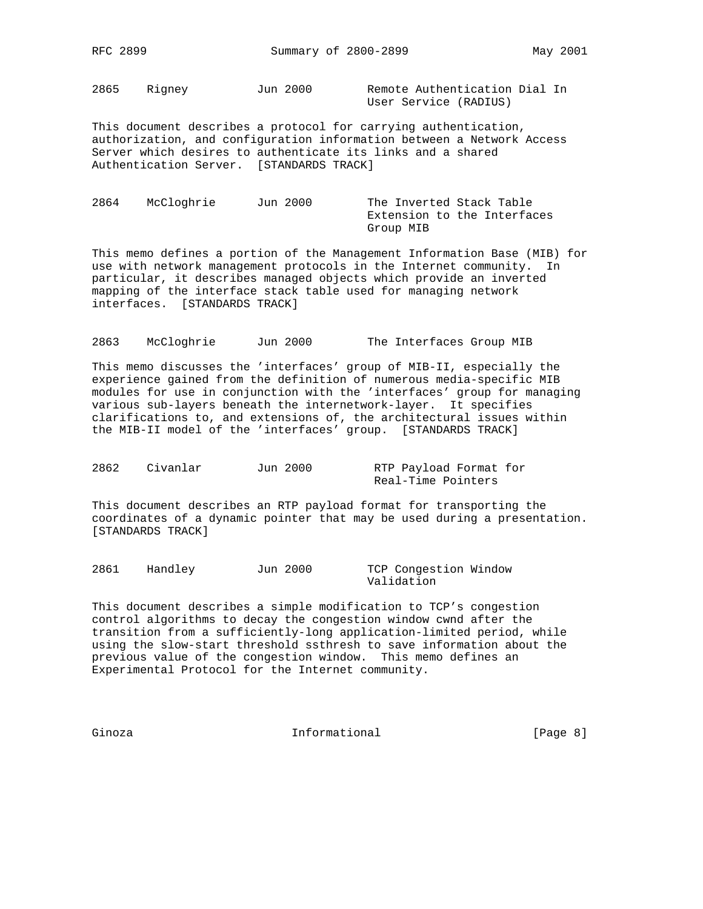2865    Rigney          Jun 2000        Remote Authentication Dial In User Service (RADIUS)

This document describes a protocol for carrying authentication, authorization, and configuration information between a Network Access Server which desires to authenticate its links and a shared Authentication Server. [STANDARDS TRACK]

2864    McCloghrie      Jun 2000        The Inverted Stack Table Extension to the Interfaces Group MIB

This memo defines a portion of the Management Information Base (MIB) for use with network management protocols in the Internet community. In particular, it describes managed objects which provide an inverted mapping of the interface stack table used for managing network interfaces. [STANDARDS TRACK]

2863    McCloghrie      Jun 2000        The Interfaces Group MIB

This memo discusses the 'interfaces' group of MIB-II, especially the experience gained from the definition of numerous media-specific MIB modules for use in conjunction with the 'interfaces' group for managing various sub-layers beneath the internetwork-layer. It specifies clarifications to, and extensions of, the architectural issues within the MIB-II model of the 'interfaces' group. [STANDARDS TRACK]

2862    Civanlar        Jun 2000        RTP Payload Format for Real-Time Pointers

This document describes an RTP payload format for transporting the coordinates of a dynamic pointer that may be used during a presentation. [STANDARDS TRACK]

2861    Handley         Jun 2000        TCP Congestion Window Validation

This document describes a simple modification to TCP's congestion control algorithms to decay the congestion window cwnd after the transition from a sufficiently-long application-limited period, while using the slow-start threshold ssthresh to save information about the previous value of the congestion window. This memo defines an Experimental Protocol for the Internet community.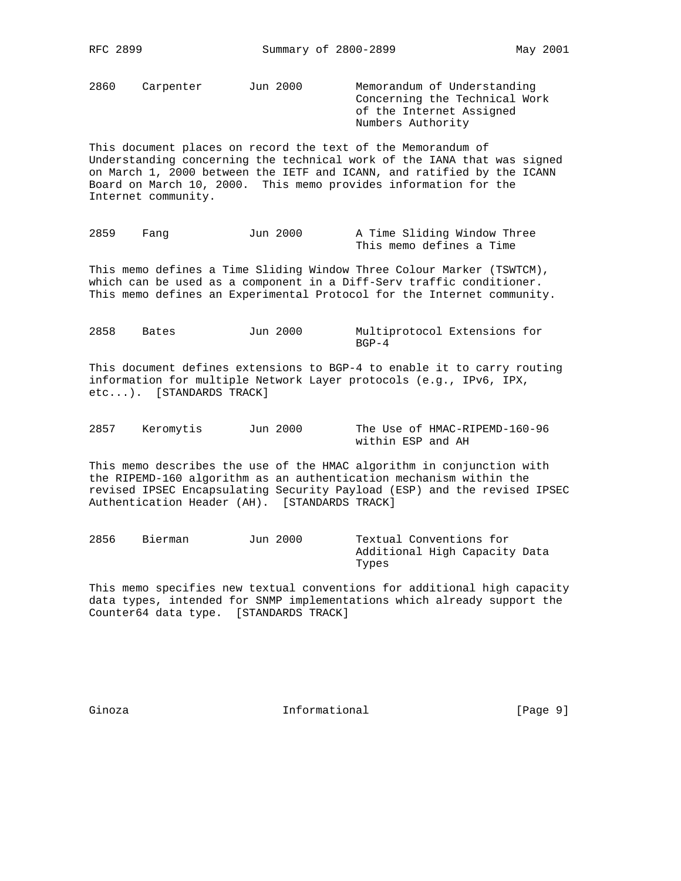2860    Carpenter       Jun 2000        Memorandum of Understanding
                                        Concerning the Technical Work
                                        of the Internet Assigned
                                        Numbers Authority

This document places on record the text of the Memorandum of Understanding concerning the technical work of the IANA that was signed on March 1, 2000 between the IETF and ICANN, and ratified by the ICANN Board on March 10, 2000. This memo provides information for the Internet community.

2859    Fang            Jun 2000        A Time Sliding Window Three
                                        This memo defines a Time

This memo defines a Time Sliding Window Three Colour Marker (TSWTCM), which can be used as a component in a Diff-Serv traffic conditioner. This memo defines an Experimental Protocol for the Internet community.

2858    Bates           Jun 2000        Multiprotocol Extensions for
                                        BGP-4

This document defines extensions to BGP-4 to enable it to carry routing information for multiple Network Layer protocols (e.g., IPv6, IPX, etc...). [STANDARDS TRACK]

2857    Keromytis       Jun 2000        The Use of HMAC-RIPEMD-160-96
                                        within ESP and AH

This memo describes the use of the HMAC algorithm in conjunction with the RIPEMD-160 algorithm as an authentication mechanism within the revised IPSEC Encapsulating Security Payload (ESP) and the revised IPSEC Authentication Header (AH). [STANDARDS TRACK]

2856    Bierman         Jun 2000        Textual Conventions for
                                        Additional High Capacity Data
                                        Types

This memo specifies new textual conventions for additional high capacity data types, intended for SNMP implementations which already support the Counter64 data type. [STANDARDS TRACK]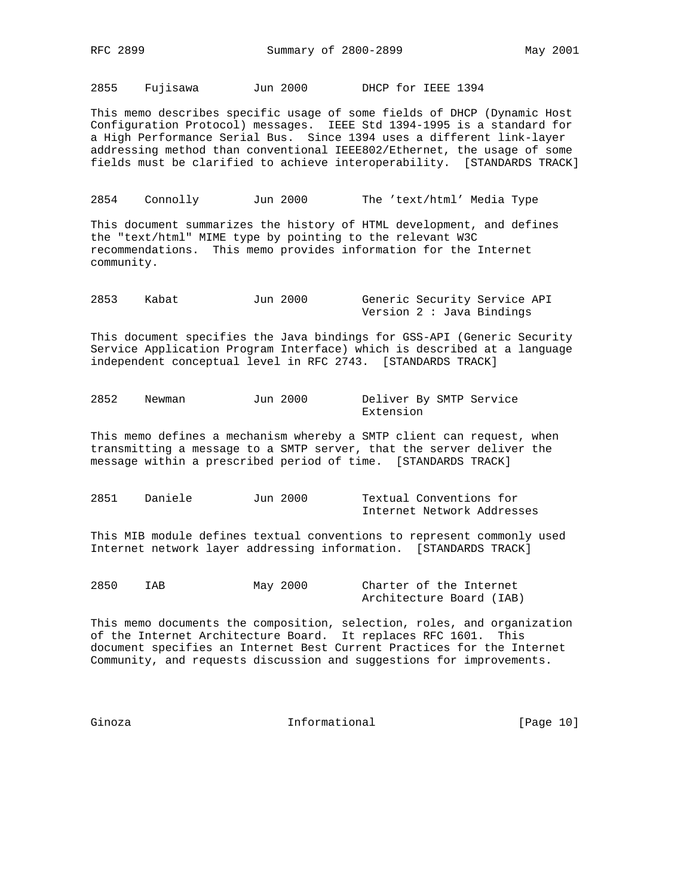2855    Fujisawa        Jun 2000        DHCP for IEEE 1394

This memo describes specific usage of some fields of DHCP (Dynamic Host Configuration Protocol) messages. IEEE Std 1394-1995 is a standard for a High Performance Serial Bus. Since 1394 uses a different link-layer addressing method than conventional IEEE802/Ethernet, the usage of some fields must be clarified to achieve interoperability. [STANDARDS TRACK]

2854    Connolly        Jun 2000        The 'text/html' Media Type

This document summarizes the history of HTML development, and defines the "text/html" MIME type by pointing to the relevant W3C recommendations. This memo provides information for the Internet community.

2853    Kabat           Jun 2000        Generic Security Service API Version 2 : Java Bindings

This document specifies the Java bindings for GSS-API (Generic Security Service Application Program Interface) which is described at a language independent conceptual level in RFC 2743. [STANDARDS TRACK]

2852    Newman          Jun 2000        Deliver By SMTP Service Extension

This memo defines a mechanism whereby a SMTP client can request, when transmitting a message to a SMTP server, that the server deliver the message within a prescribed period of time. [STANDARDS TRACK]

2851    Daniele         Jun 2000        Textual Conventions for Internet Network Addresses

This MIB module defines textual conventions to represent commonly used Internet network layer addressing information. [STANDARDS TRACK]

2850    IAB             May 2000        Charter of the Internet Architecture Board (IAB)

This memo documents the composition, selection, roles, and organization of the Internet Architecture Board. It replaces RFC 1601. This document specifies an Internet Best Current Practices for the Internet Community, and requests discussion and suggestions for improvements.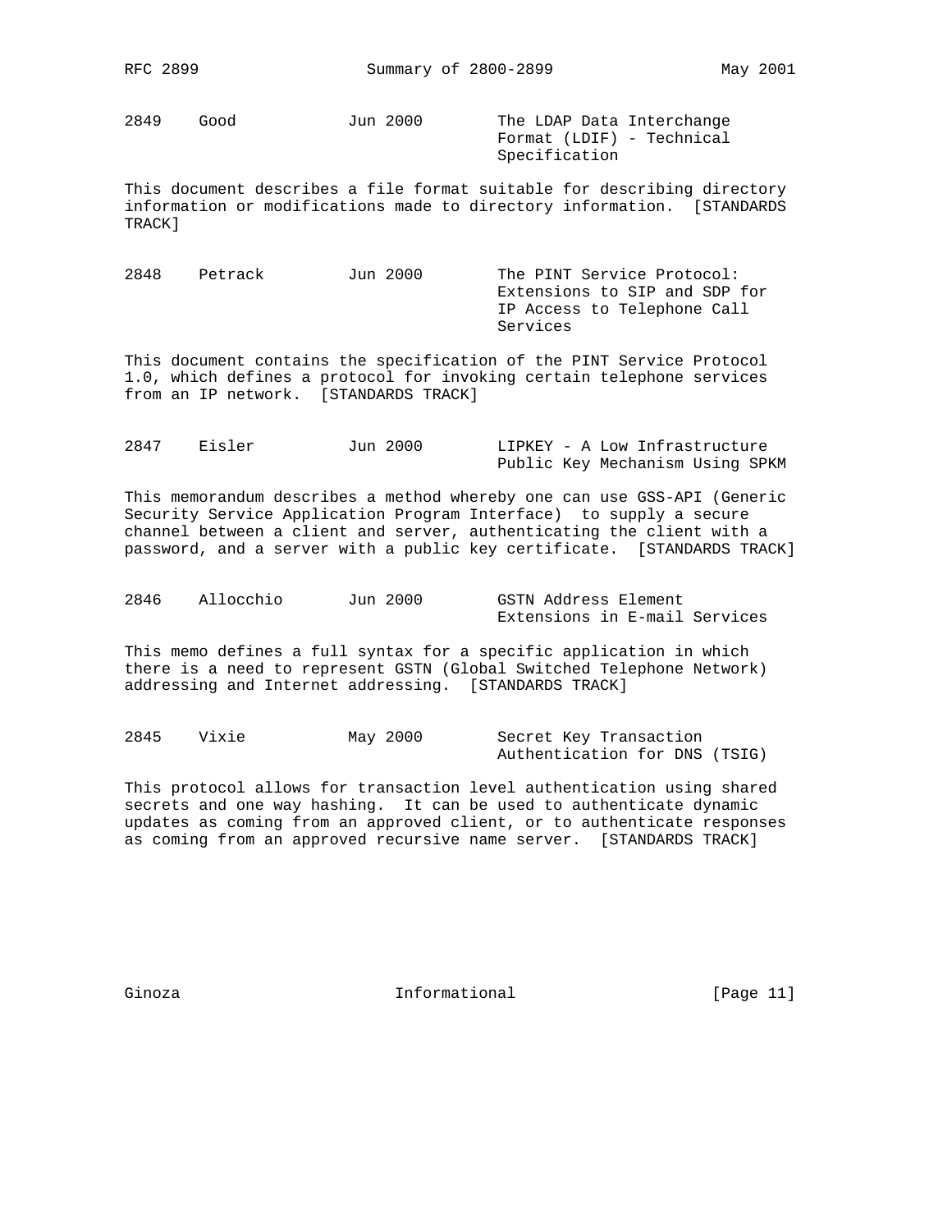2849 Good Jun 2000 The LDAP Data Interchange Format (LDIF) - Technical Specification

This document describes a file format suitable for describing directory information or modifications made to directory information. [STANDARDS TRACK]

2848 Petrack Jun 2000 The PINT Service Protocol: Extensions to SIP and SDP for IP Access to Telephone Call Services

This document contains the specification of the PINT Service Protocol 1.0, which defines a protocol for invoking certain telephone services from an IP network. [STANDARDS TRACK]

2847 Eisler Jun 2000 LIPKEY - A Low Infrastructure Public Key Mechanism Using SPKM

This memorandum describes a method whereby one can use GSS-API (Generic Security Service Application Program Interface) to supply a secure channel between a client and server, authenticating the client with a password, and a server with a public key certificate. [STANDARDS TRACK]

2846 Allocchio Jun 2000 GSTN Address Element Extensions in E-mail Services

This memo defines a full syntax for a specific application in which there is a need to represent GSTN (Global Switched Telephone Network) addressing and Internet addressing. [STANDARDS TRACK]

2845 Vixie May 2000 Secret Key Transaction Authentication for DNS (TSIG)

This protocol allows for transaction level authentication using shared secrets and one way hashing. It can be used to authenticate dynamic updates as coming from an approved client, or to authenticate responses as coming from an approved recursive name server. [STANDARDS TRACK]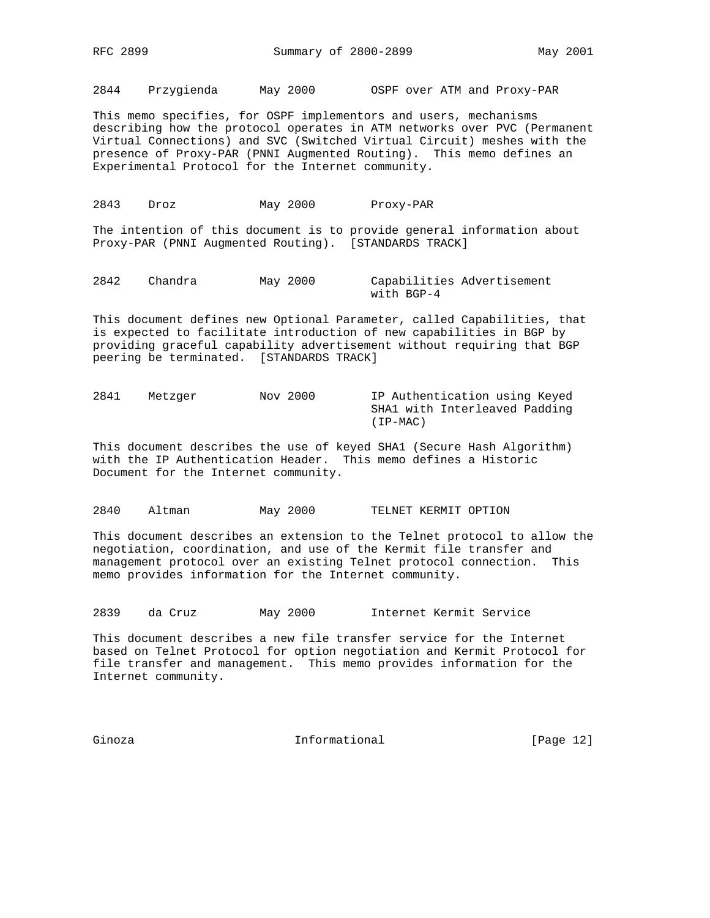2844    Przygienda      May 2000        OSPF over ATM and Proxy-PAR

This memo specifies, for OSPF implementors and users, mechanisms describing how the protocol operates in ATM networks over PVC (Permanent Virtual Connections) and SVC (Switched Virtual Circuit) meshes with the presence of Proxy-PAR (PNNI Augmented Routing). This memo defines an Experimental Protocol for the Internet community.

2843    Droz            May 2000        Proxy-PAR

The intention of this document is to provide general information about Proxy-PAR (PNNI Augmented Routing). [STANDARDS TRACK]

2842    Chandra         May 2000        Capabilities Advertisement with BGP-4

This document defines new Optional Parameter, called Capabilities, that is expected to facilitate introduction of new capabilities in BGP by providing graceful capability advertisement without requiring that BGP peering be terminated. [STANDARDS TRACK]

2841    Metzger         Nov 2000        IP Authentication using Keyed SHA1 with Interleaved Padding (IP-MAC)

This document describes the use of keyed SHA1 (Secure Hash Algorithm) with the IP Authentication Header. This memo defines a Historic Document for the Internet community.

2840    Altman          May 2000        TELNET KERMIT OPTION

This document describes an extension to the Telnet protocol to allow the negotiation, coordination, and use of the Kermit file transfer and management protocol over an existing Telnet protocol connection. This memo provides information for the Internet community.

2839    da Cruz         May 2000        Internet Kermit Service

This document describes a new file transfer service for the Internet based on Telnet Protocol for option negotiation and Kermit Protocol for file transfer and management. This memo provides information for the Internet community.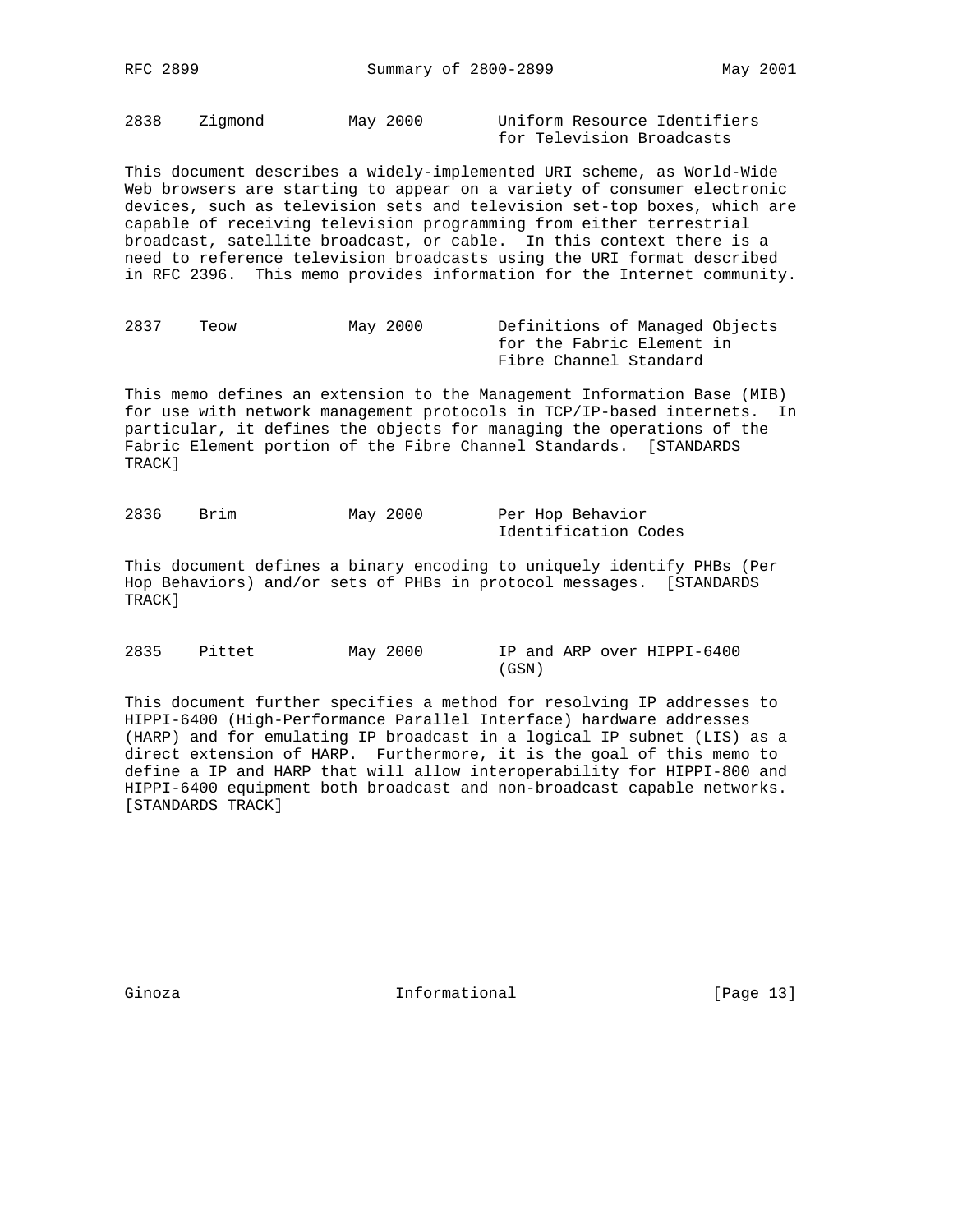2838    Zigmond         May 2000        Uniform Resource Identifiers
                                        for Television Broadcasts

This document describes a widely-implemented URI scheme, as World-Wide Web browsers are starting to appear on a variety of consumer electronic devices, such as television sets and television set-top boxes, which are capable of receiving television programming from either terrestrial broadcast, satellite broadcast, or cable. In this context there is a need to reference television broadcasts using the URI format described in RFC 2396. This memo provides information for the Internet community.

2837    Teow            May 2000        Definitions of Managed Objects
                                        for the Fabric Element in
                                        Fibre Channel Standard

This memo defines an extension to the Management Information Base (MIB) for use with network management protocols in TCP/IP-based internets. In particular, it defines the objects for managing the operations of the Fabric Element portion of the Fibre Channel Standards. [STANDARDS TRACK]

2836    Brim            May 2000        Per Hop Behavior
                                        Identification Codes

This document defines a binary encoding to uniquely identify PHBs (Per Hop Behaviors) and/or sets of PHBs in protocol messages. [STANDARDS TRACK]

2835    Pittet          May 2000        IP and ARP over HIPPI-6400
                                        (GSN)

This document further specifies a method for resolving IP addresses to HIPPI-6400 (High-Performance Parallel Interface) hardware addresses (HARP) and for emulating IP broadcast in a logical IP subnet (LIS) as a direct extension of HARP. Furthermore, it is the goal of this memo to define a IP and HARP that will allow interoperability for HIPPI-800 and HIPPI-6400 equipment both broadcast and non-broadcast capable networks. [STANDARDS TRACK]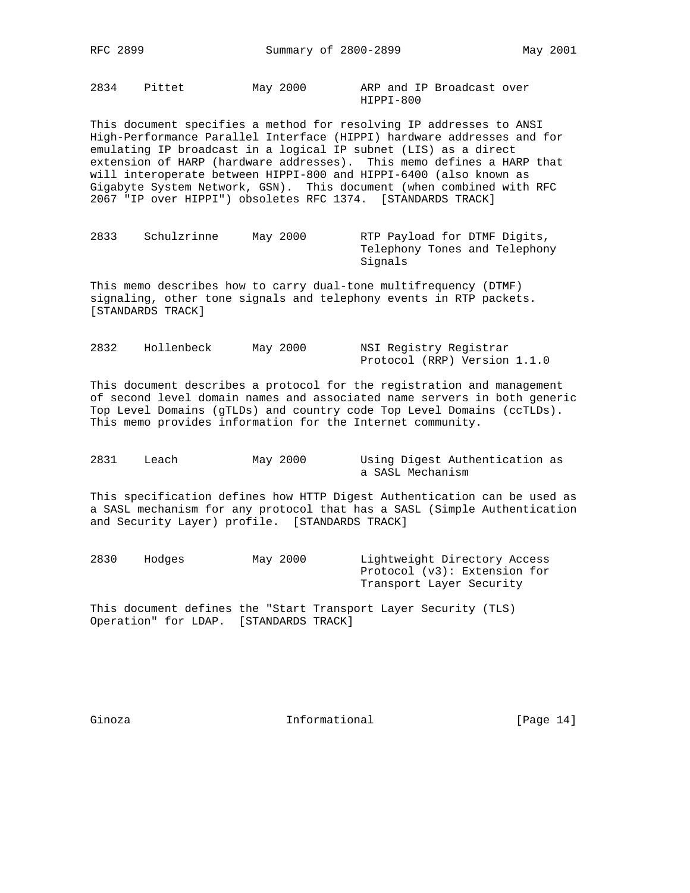2834    Pittet          May 2000        ARP and IP Broadcast over HIPPI-800

This document specifies a method for resolving IP addresses to ANSI High-Performance Parallel Interface (HIPPI) hardware addresses and for emulating IP broadcast in a logical IP subnet (LIS) as a direct extension of HARP (hardware addresses). This memo defines a HARP that will interoperate between HIPPI-800 and HIPPI-6400 (also known as Gigabyte System Network, GSN). This document (when combined with RFC 2067 "IP over HIPPI") obsoletes RFC 1374. [STANDARDS TRACK]

2833    Schulzrinne     May 2000        RTP Payload for DTMF Digits, Telephony Tones and Telephony Signals

This memo describes how to carry dual-tone multifrequency (DTMF) signaling, other tone signals and telephony events in RTP packets. [STANDARDS TRACK]

2832    Hollenbeck      May 2000        NSI Registry Registrar Protocol (RRP) Version 1.1.0

This document describes a protocol for the registration and management of second level domain names and associated name servers in both generic Top Level Domains (gTLDs) and country code Top Level Domains (ccTLDs). This memo provides information for the Internet community.

2831    Leach           May 2000        Using Digest Authentication as a SASL Mechanism

This specification defines how HTTP Digest Authentication can be used as a SASL mechanism for any protocol that has a SASL (Simple Authentication and Security Layer) profile. [STANDARDS TRACK]

2830    Hodges          May 2000        Lightweight Directory Access Protocol (v3): Extension for Transport Layer Security

This document defines the "Start Transport Layer Security (TLS) Operation" for LDAP. [STANDARDS TRACK]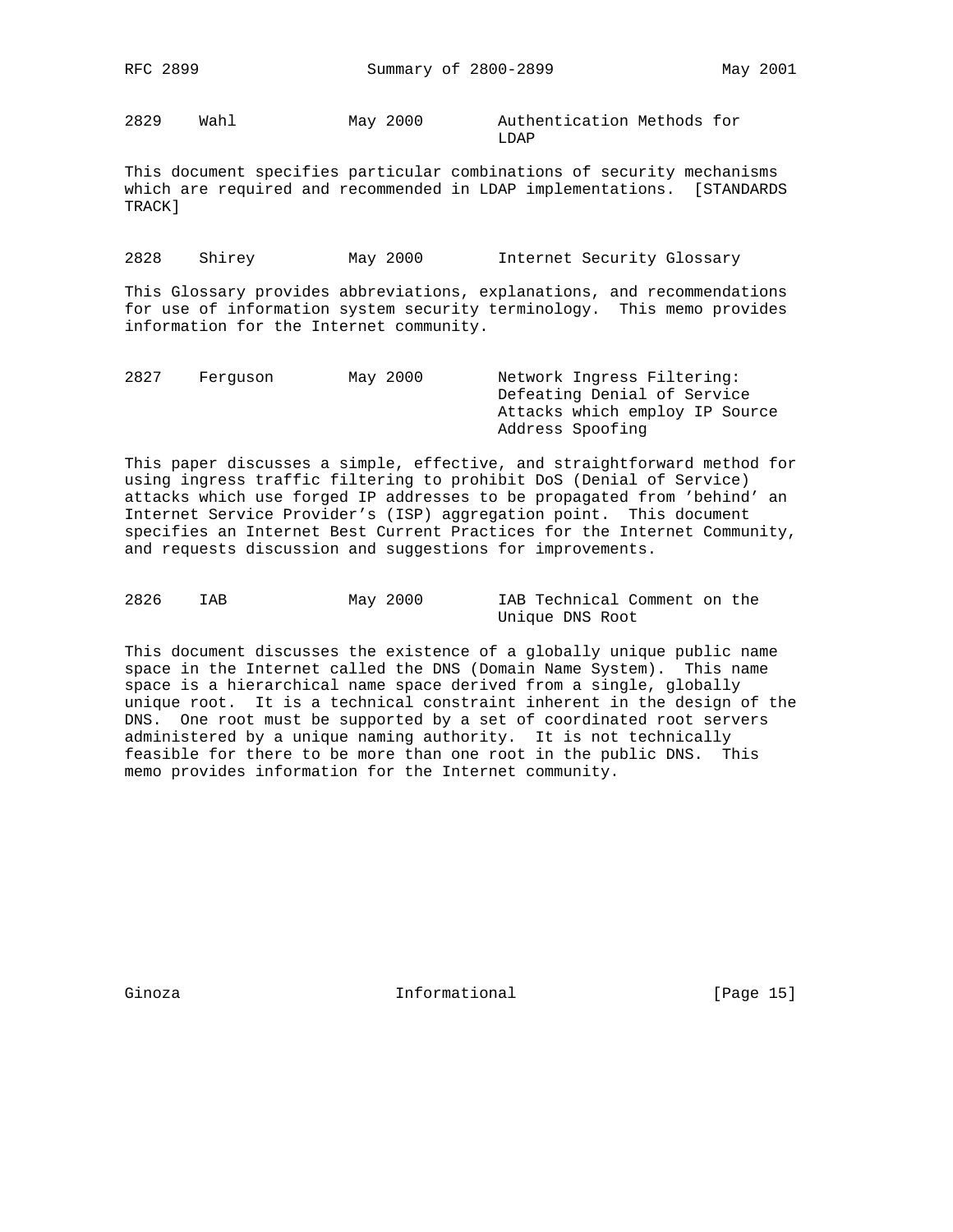2829    Wahl            May 2000        Authentication Methods for LDAP

This document specifies particular combinations of security mechanisms which are required and recommended in LDAP implementations.  [STANDARDS TRACK]

2828    Shirey          May 2000        Internet Security Glossary

This Glossary provides abbreviations, explanations, and recommendations for use of information system security terminology.  This memo provides information for the Internet community.

2827    Ferguson        May 2000        Network Ingress Filtering: Defeating Denial of Service Attacks which employ IP Source Address Spoofing

This paper discusses a simple, effective, and straightforward method for using ingress traffic filtering to prohibit DoS (Denial of Service) attacks which use forged IP addresses to be propagated from 'behind' an Internet Service Provider's (ISP) aggregation point.  This document specifies an Internet Best Current Practices for the Internet Community, and requests discussion and suggestions for improvements.

2826    IAB             May 2000        IAB Technical Comment on the Unique DNS Root

This document discusses the existence of a globally unique public name space in the Internet called the DNS (Domain Name System).  This name space is a hierarchical name space derived from a single, globally unique root.  It is a technical constraint inherent in the design of the DNS.  One root must be supported by a set of coordinated root servers administered by a unique naming authority.  It is not technically feasible for there to be more than one root in the public DNS.  This memo provides information for the Internet community.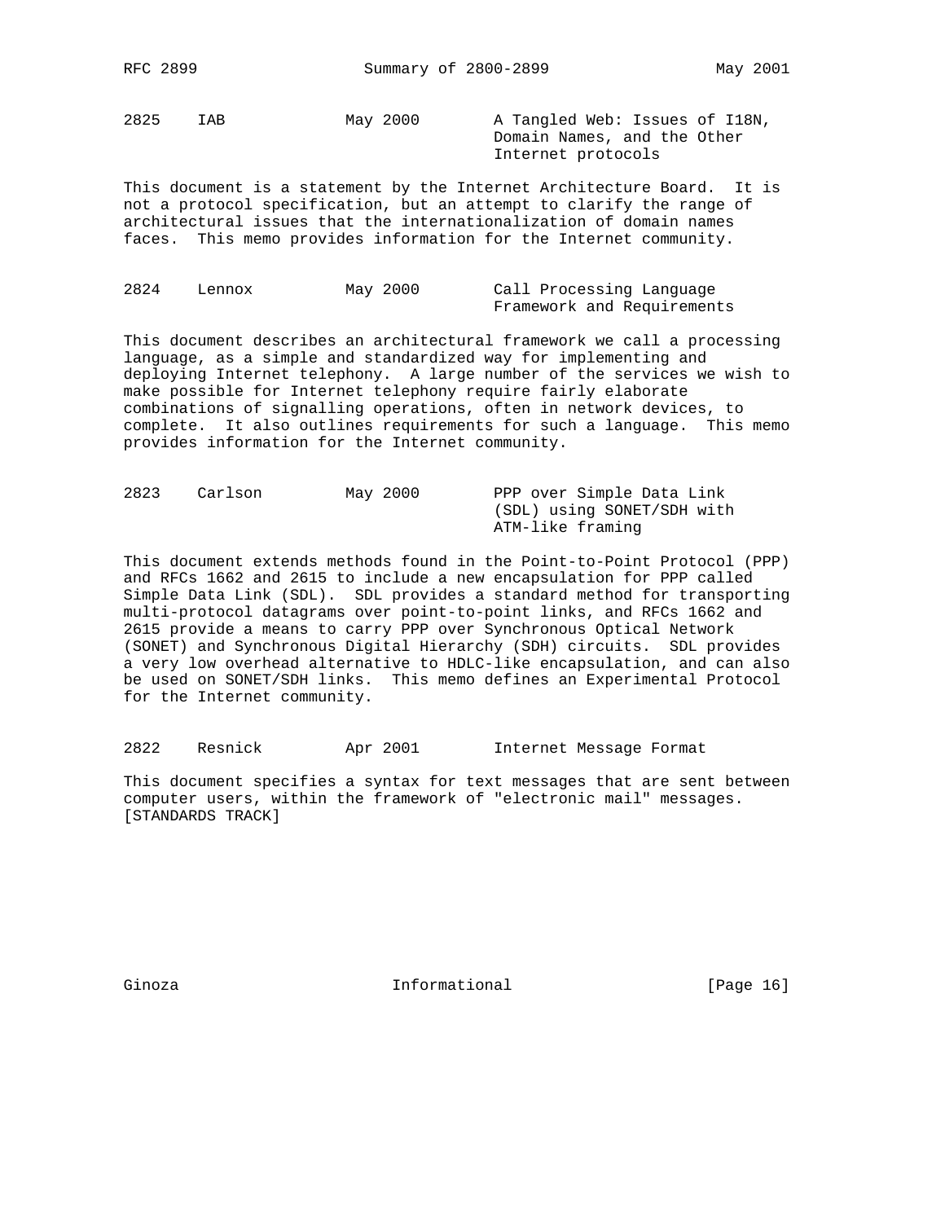2825 IAB May 2000 A Tangled Web: Issues of I18N, Domain Names, and the Other Internet protocols

This document is a statement by the Internet Architecture Board. It is not a protocol specification, but an attempt to clarify the range of architectural issues that the internationalization of domain names faces. This memo provides information for the Internet community.

2824 Lennox May 2000 Call Processing Language Framework and Requirements

This document describes an architectural framework we call a processing language, as a simple and standardized way for implementing and deploying Internet telephony. A large number of the services we wish to make possible for Internet telephony require fairly elaborate combinations of signalling operations, often in network devices, to complete. It also outlines requirements for such a language. This memo provides information for the Internet community.

2823 Carlson May 2000 PPP over Simple Data Link (SDL) using SONET/SDH with ATM-like framing

This document extends methods found in the Point-to-Point Protocol (PPP) and RFCs 1662 and 2615 to include a new encapsulation for PPP called Simple Data Link (SDL). SDL provides a standard method for transporting multi-protocol datagrams over point-to-point links, and RFCs 1662 and 2615 provide a means to carry PPP over Synchronous Optical Network (SONET) and Synchronous Digital Hierarchy (SDH) circuits. SDL provides a very low overhead alternative to HDLC-like encapsulation, and can also be used on SONET/SDH links. This memo defines an Experimental Protocol for the Internet community.

2822 Resnick Apr 2001 Internet Message Format

This document specifies a syntax for text messages that are sent between computer users, within the framework of "electronic mail" messages. [STANDARDS TRACK]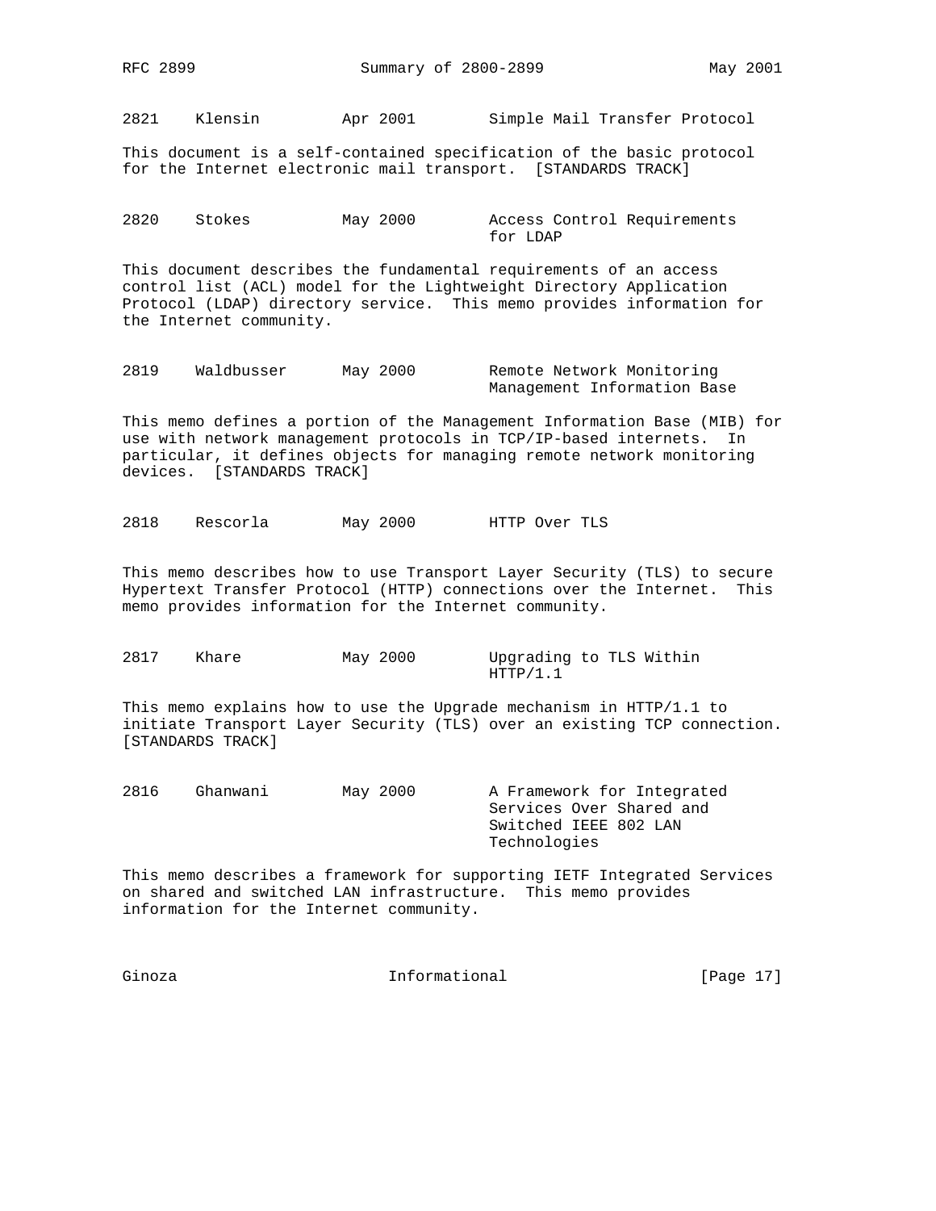2821    Klensin         Apr 2001        Simple Mail Transfer Protocol

This document is a self-contained specification of the basic protocol for the Internet electronic mail transport. [STANDARDS TRACK]

2820    Stokes          May 2000        Access Control Requirements for LDAP

This document describes the fundamental requirements of an access control list (ACL) model for the Lightweight Directory Application Protocol (LDAP) directory service. This memo provides information for the Internet community.

2819    Waldbusser      May 2000        Remote Network Monitoring Management Information Base

This memo defines a portion of the Management Information Base (MIB) for use with network management protocols in TCP/IP-based internets. In particular, it defines objects for managing remote network monitoring devices. [STANDARDS TRACK]

2818    Rescorla        May 2000        HTTP Over TLS

This memo describes how to use Transport Layer Security (TLS) to secure Hypertext Transfer Protocol (HTTP) connections over the Internet. This memo provides information for the Internet community.

2817    Khare           May 2000        Upgrading to TLS Within HTTP/1.1

This memo explains how to use the Upgrade mechanism in HTTP/1.1 to initiate Transport Layer Security (TLS) over an existing TCP connection. [STANDARDS TRACK]

2816    Ghanwani        May 2000        A Framework for Integrated Services Over Shared and Switched IEEE 802 LAN Technologies

This memo describes a framework for supporting IETF Integrated Services on shared and switched LAN infrastructure. This memo provides information for the Internet community.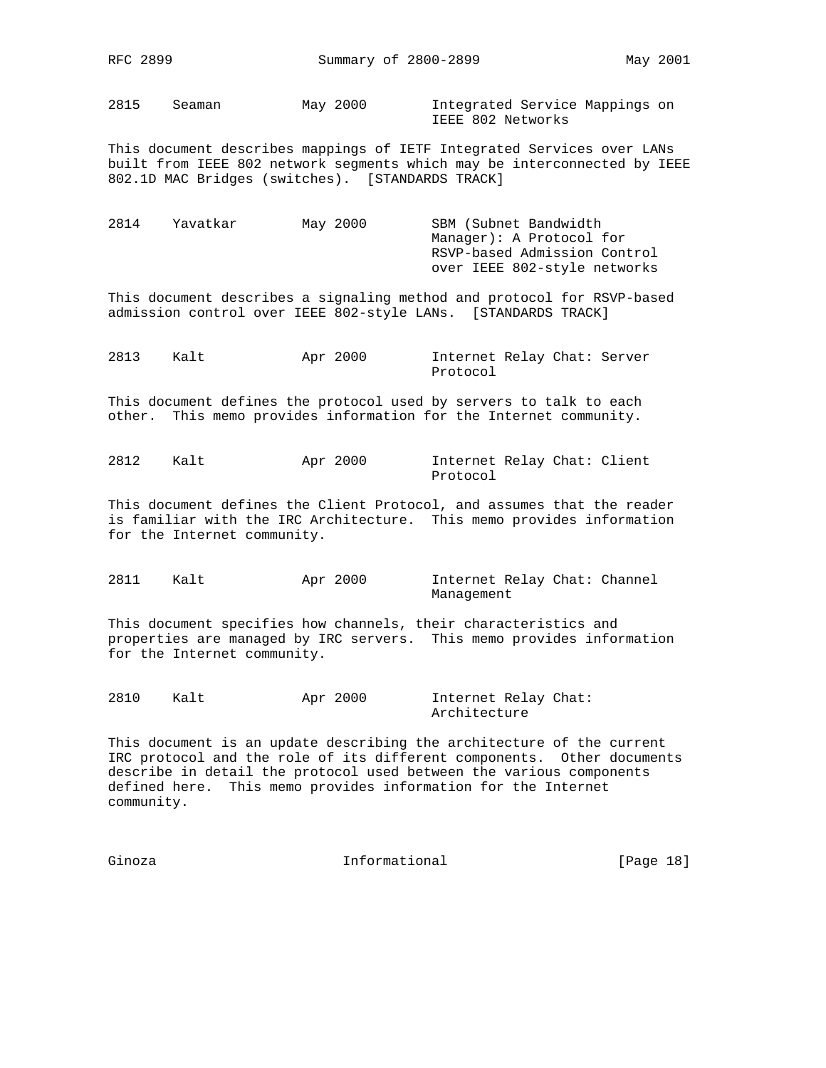2815    Seaman          May 2000        Integrated Service Mappings on IEEE 802 Networks

This document describes mappings of IETF Integrated Services over LANs built from IEEE 802 network segments which may be interconnected by IEEE 802.1D MAC Bridges (switches). [STANDARDS TRACK]

2814    Yavatkar        May 2000        SBM (Subnet Bandwidth Manager): A Protocol for RSVP-based Admission Control over IEEE 802-style networks

This document describes a signaling method and protocol for RSVP-based admission control over IEEE 802-style LANs. [STANDARDS TRACK]

2813    Kalt            Apr 2000        Internet Relay Chat: Server Protocol

This document defines the protocol used by servers to talk to each other. This memo provides information for the Internet community.

2812    Kalt            Apr 2000        Internet Relay Chat: Client Protocol

This document defines the Client Protocol, and assumes that the reader is familiar with the IRC Architecture. This memo provides information for the Internet community.

2811    Kalt            Apr 2000        Internet Relay Chat: Channel Management

This document specifies how channels, their characteristics and properties are managed by IRC servers. This memo provides information for the Internet community.

2810    Kalt            Apr 2000        Internet Relay Chat: Architecture

This document is an update describing the architecture of the current IRC protocol and the role of its different components. Other documents describe in detail the protocol used between the various components defined here. This memo provides information for the Internet community.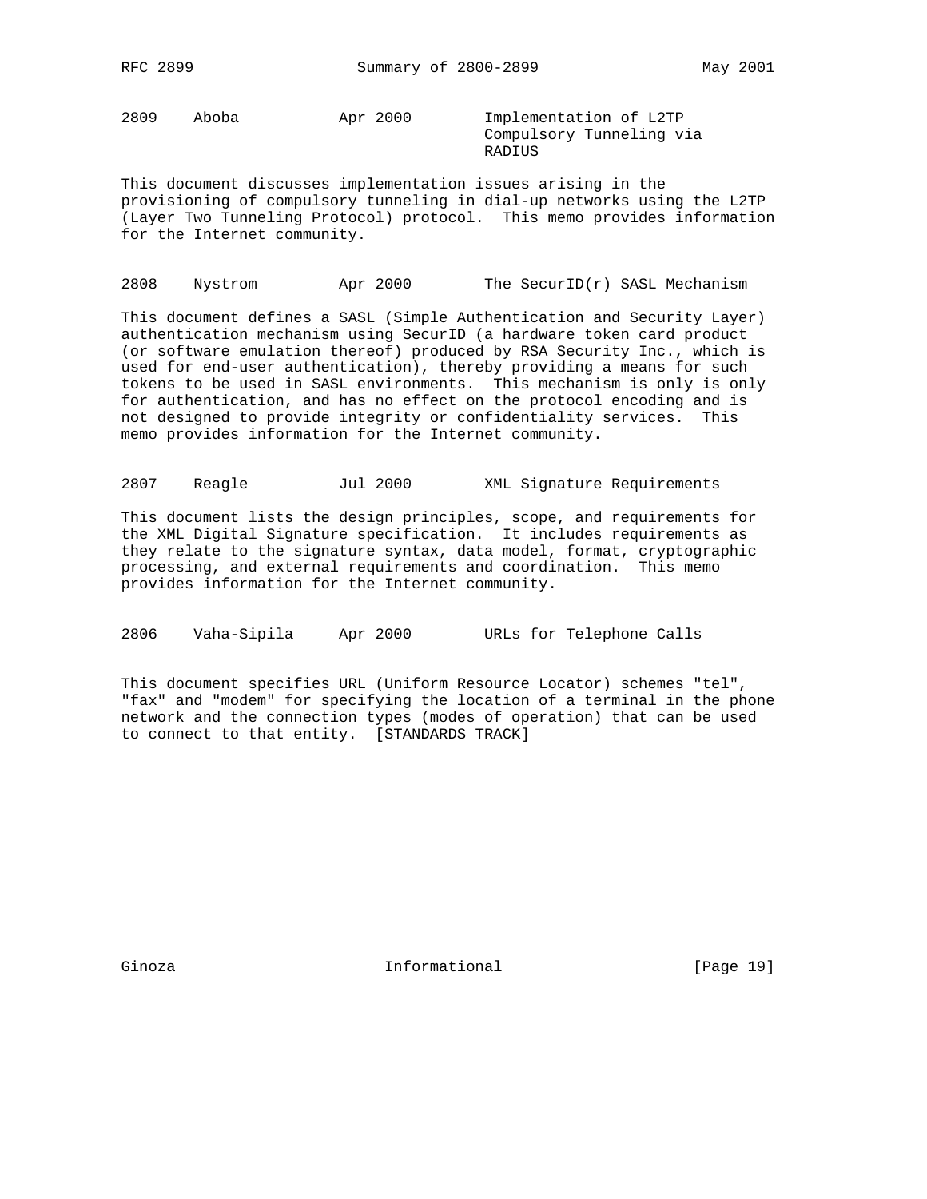2809 Aboba Apr 2000 Implementation of L2TP Compulsory Tunneling via RADIUS

This document discusses implementation issues arising in the provisioning of compulsory tunneling in dial-up networks using the L2TP (Layer Two Tunneling Protocol) protocol. This memo provides information for the Internet community.

2808 Nystrom Apr 2000 The SecurID(r) SASL Mechanism

This document defines a SASL (Simple Authentication and Security Layer) authentication mechanism using SecurID (a hardware token card product (or software emulation thereof) produced by RSA Security Inc., which is used for end-user authentication), thereby providing a means for such tokens to be used in SASL environments. This mechanism is only is only for authentication, and has no effect on the protocol encoding and is not designed to provide integrity or confidentiality services. This memo provides information for the Internet community.

2807 Reagle Jul 2000 XML Signature Requirements

This document lists the design principles, scope, and requirements for the XML Digital Signature specification. It includes requirements as they relate to the signature syntax, data model, format, cryptographic processing, and external requirements and coordination. This memo provides information for the Internet community.

2806 Vaha-Sipila Apr 2000 URLs for Telephone Calls

This document specifies URL (Uniform Resource Locator) schemes "tel", "fax" and "modem" for specifying the location of a terminal in the phone network and the connection types (modes of operation) that can be used to connect to that entity. [STANDARDS TRACK]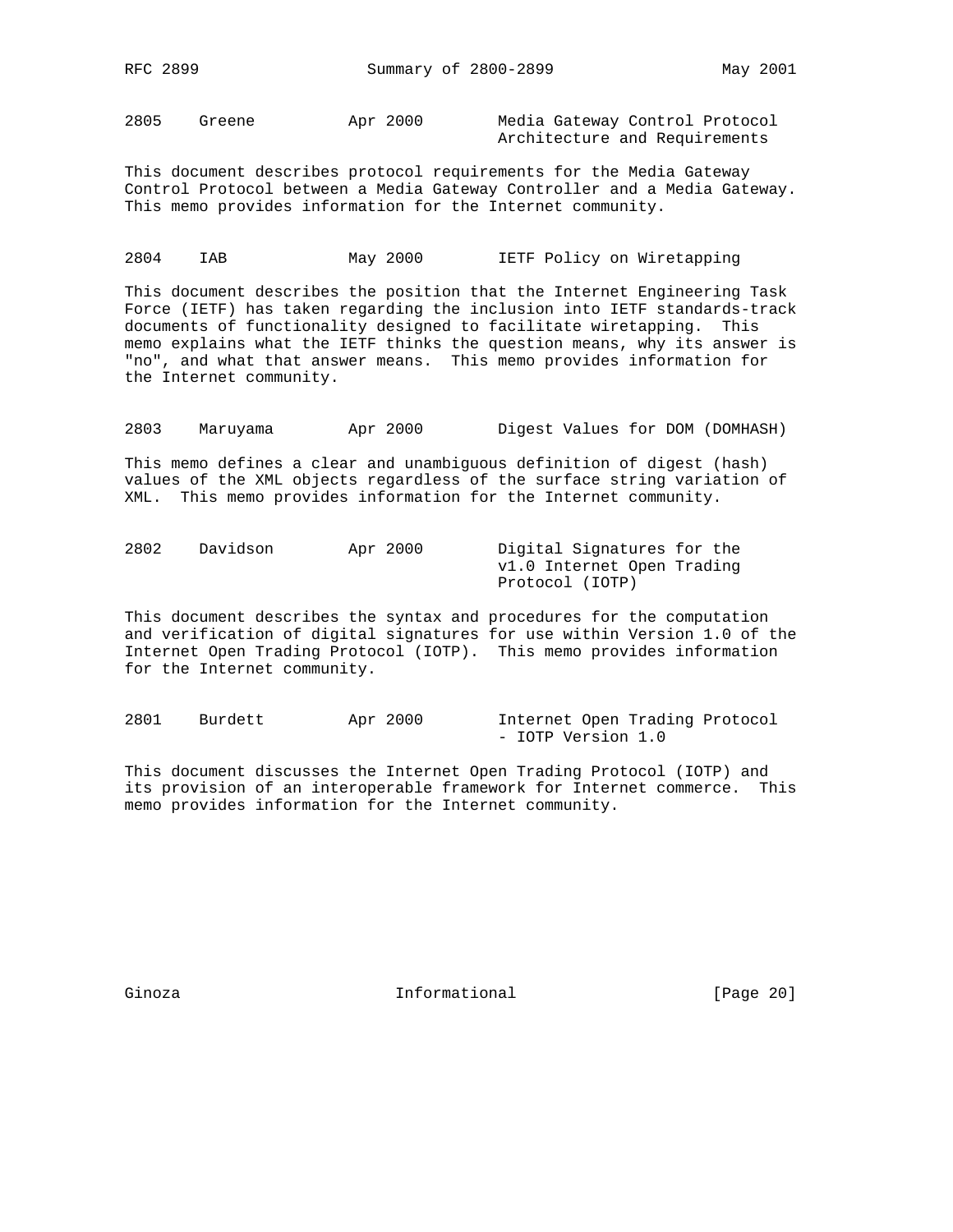2805    Greene          Apr 2000        Media Gateway Control Protocol Architecture and Requirements

This document describes protocol requirements for the Media Gateway Control Protocol between a Media Gateway Controller and a Media Gateway. This memo provides information for the Internet community.

2804    IAB             May 2000        IETF Policy on Wiretapping

This document describes the position that the Internet Engineering Task Force (IETF) has taken regarding the inclusion into IETF standards-track documents of functionality designed to facilitate wiretapping. This memo explains what the IETF thinks the question means, why its answer is "no", and what that answer means. This memo provides information for the Internet community.

2803    Maruyama        Apr 2000        Digest Values for DOM (DOMHASH)

This memo defines a clear and unambiguous definition of digest (hash) values of the XML objects regardless of the surface string variation of XML. This memo provides information for the Internet community.

2802    Davidson        Apr 2000        Digital Signatures for the v1.0 Internet Open Trading Protocol (IOTP)

This document describes the syntax and procedures for the computation and verification of digital signatures for use within Version 1.0 of the Internet Open Trading Protocol (IOTP). This memo provides information for the Internet community.

2801    Burdett         Apr 2000        Internet Open Trading Protocol - IOTP Version 1.0

This document discusses the Internet Open Trading Protocol (IOTP) and its provision of an interoperable framework for Internet commerce. This memo provides information for the Internet community.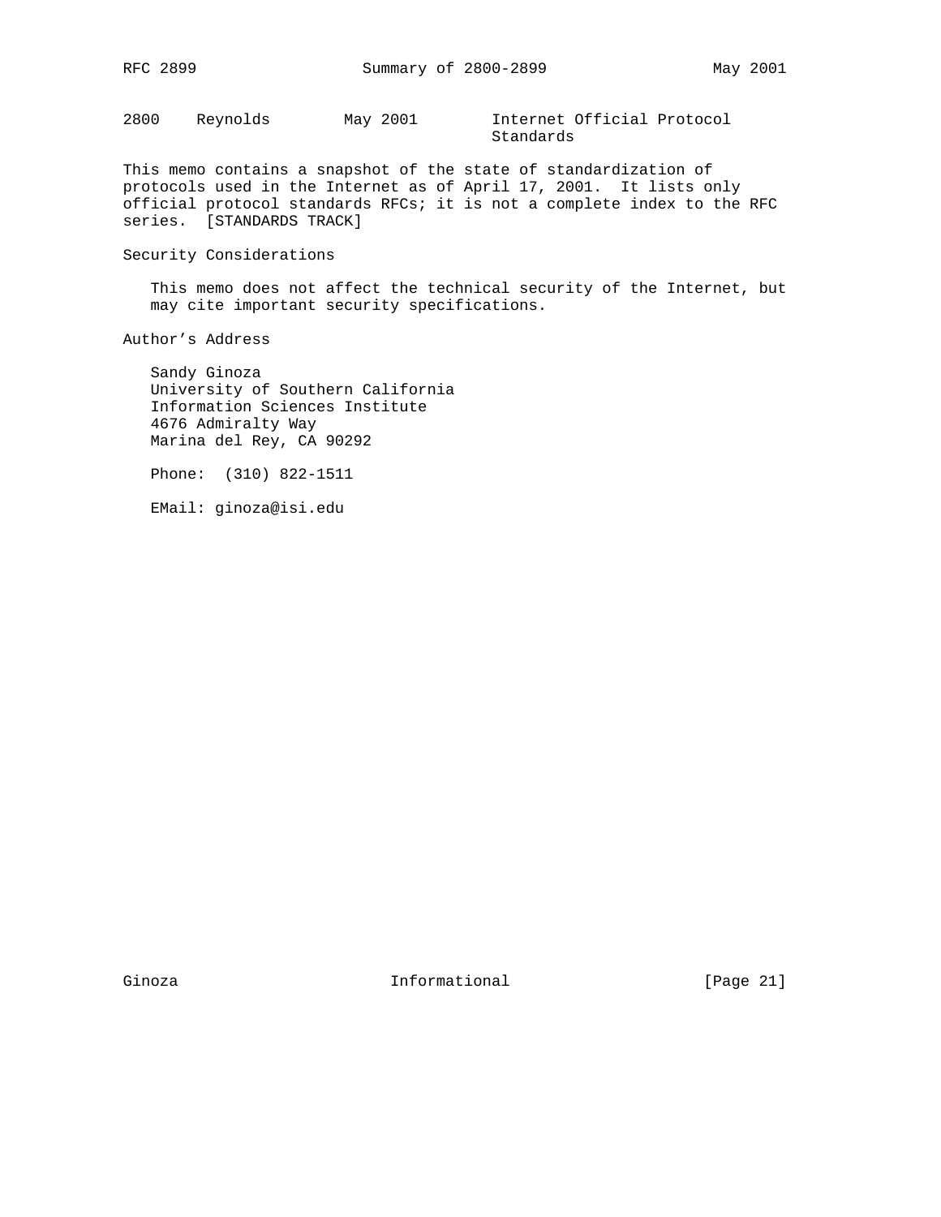2800    Reynolds        May 2001        Internet Official Protocol Standards

This memo contains a snapshot of the state of standardization of protocols used in the Internet as of April 17, 2001. It lists only official protocol standards RFCs; it is not a complete index to the RFC series. [STANDARDS TRACK]

## Security Considerations

This memo does not affect the technical security of the Internet, but may cite important security specifications.

## Author's Address

Sandy Ginoza
University of Southern California
Information Sciences Institute
4676 Admiralty Way
Marina del Rey, CA 90292

Phone: (310) 822-1511

EMail: ginoza@isi.edu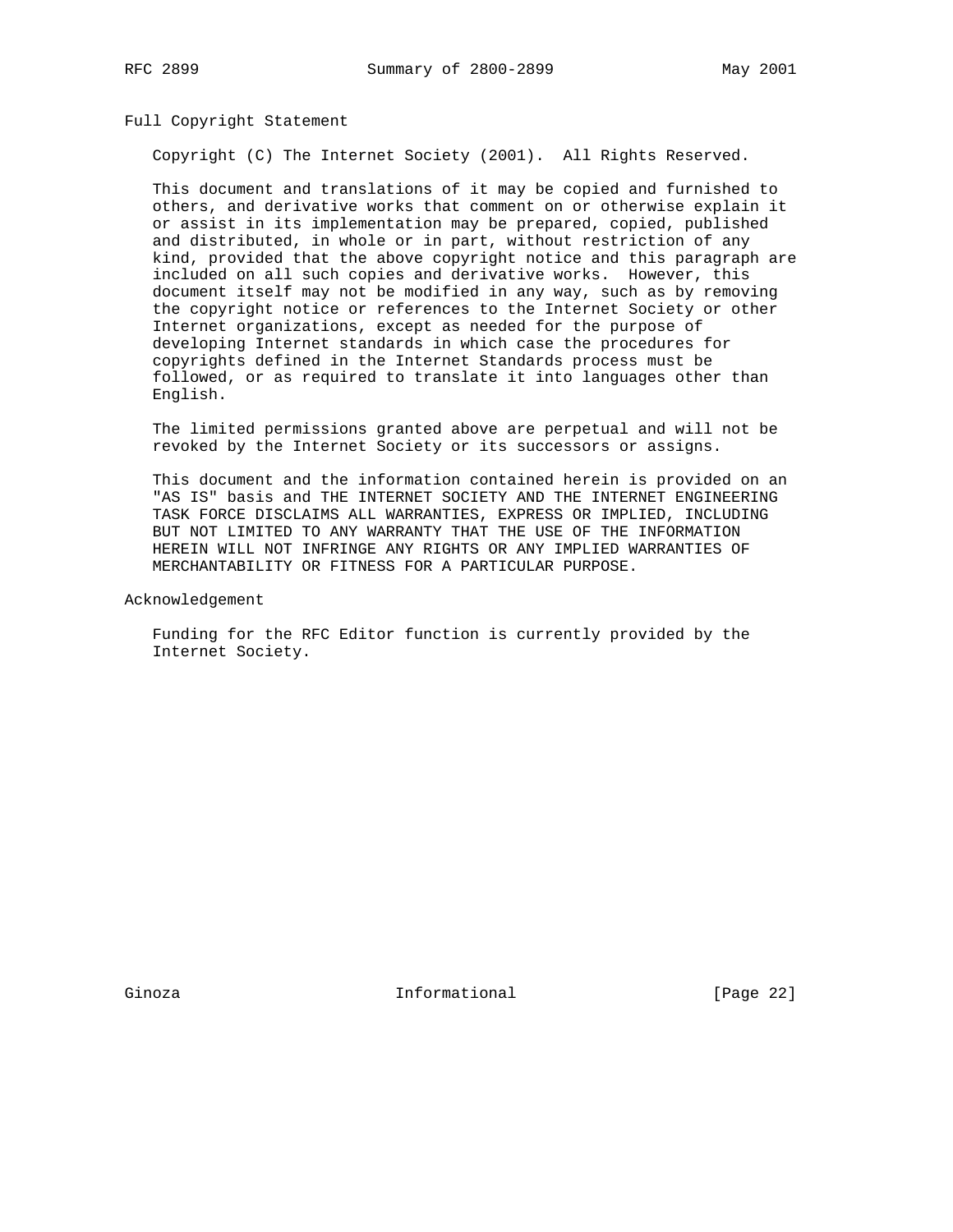## Full Copyright Statement

Copyright (C) The Internet Society (2001). All Rights Reserved.

This document and translations of it may be copied and furnished to others, and derivative works that comment on or otherwise explain it or assist in its implementation may be prepared, copied, published and distributed, in whole or in part, without restriction of any kind, provided that the above copyright notice and this paragraph are included on all such copies and derivative works. However, this document itself may not be modified in any way, such as by removing the copyright notice or references to the Internet Society or other Internet organizations, except as needed for the purpose of developing Internet standards in which case the procedures for copyrights defined in the Internet Standards process must be followed, or as required to translate it into languages other than English.

The limited permissions granted above are perpetual and will not be revoked by the Internet Society or its successors or assigns.

This document and the information contained herein is provided on an "AS IS" basis and THE INTERNET SOCIETY AND THE INTERNET ENGINEERING TASK FORCE DISCLAIMS ALL WARRANTIES, EXPRESS OR IMPLIED, INCLUDING BUT NOT LIMITED TO ANY WARRANTY THAT THE USE OF THE INFORMATION HEREIN WILL NOT INFRINGE ANY RIGHTS OR ANY IMPLIED WARRANTIES OF MERCHANTABILITY OR FITNESS FOR A PARTICULAR PURPOSE.

## Acknowledgement

Funding for the RFC Editor function is currently provided by the Internet Society.